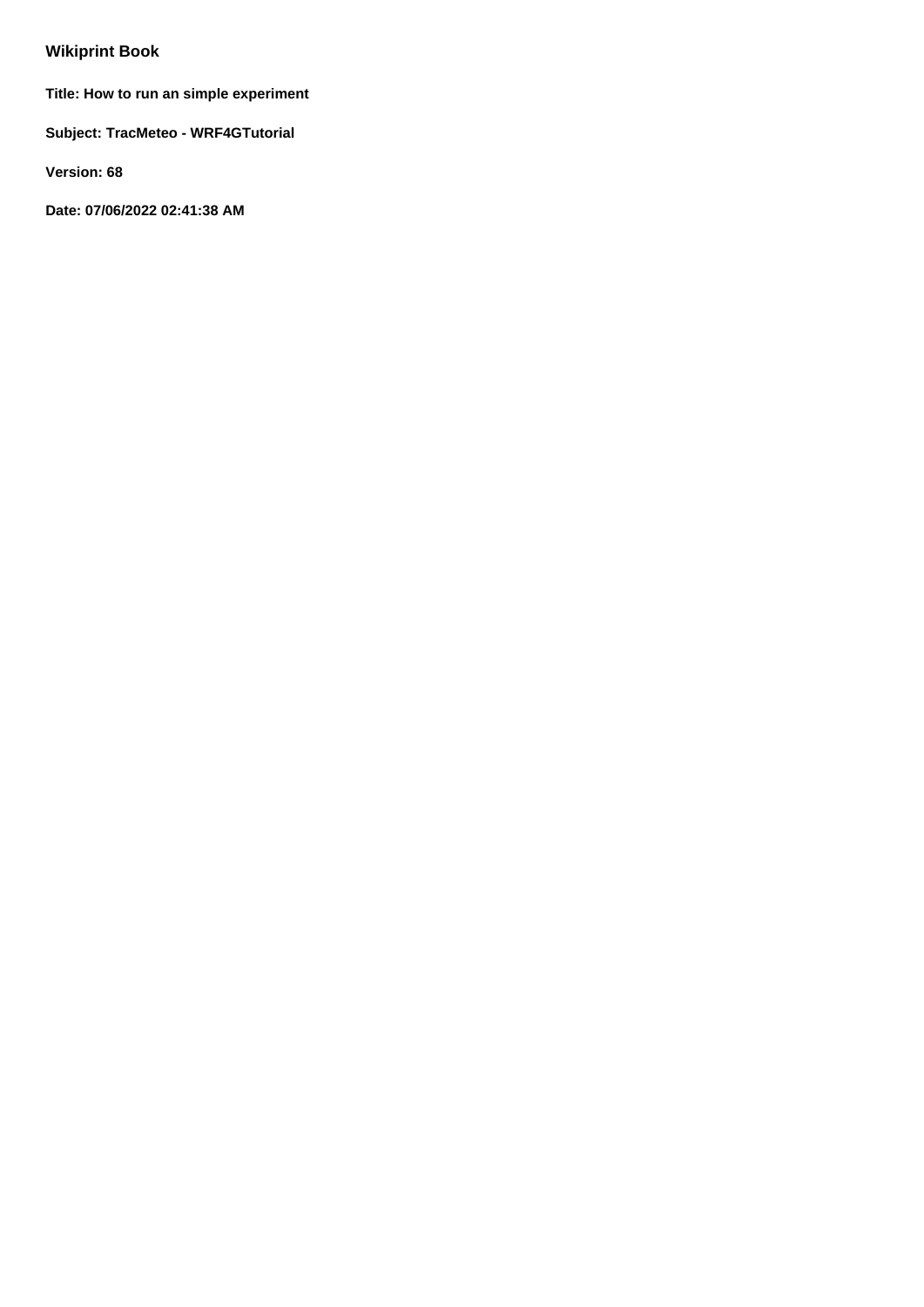## Wikiprint Book

**Title: How to run an simple experiment**

**Subject: TracMeteo - WRF4GTutorial**

**Version: 68**

**Date: 07/06/2022 02:41:38 AM**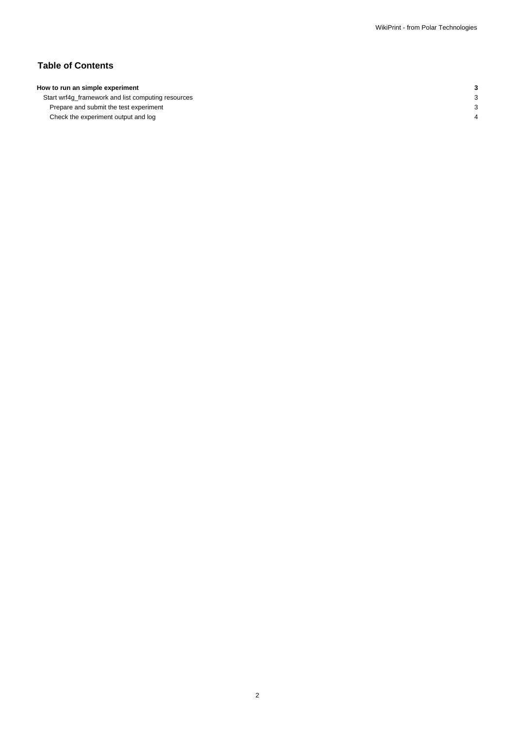## Table of Contents

| | |
|---|---|
| **How to run an simple experiment** | **3** |
| Start wrf4g_framework and list computing resources | 3 |
| Prepare and submit the test experiment | 3 |
| Check the experiment output and log | 4 |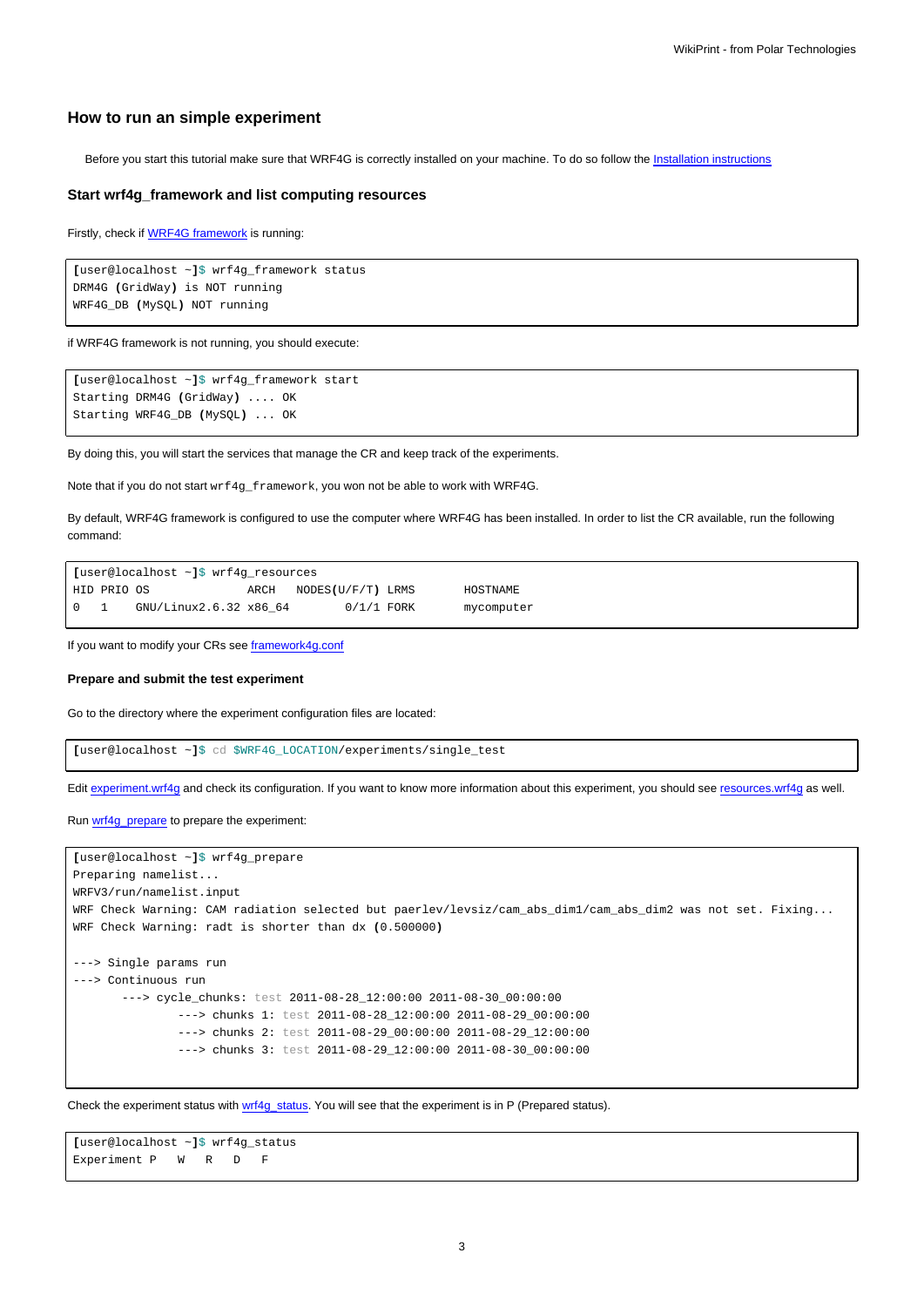## How to run an simple experiment

Before you start this tutorial make sure that WRF4G is correctly installed on your machine. To do so follow the Installation instructions

### Start wrf4g_framework and list computing resources

Firstly, check if WRF4G framework is running:

```
[user@localhost ~]$ wrf4g_framework status
DRM4G (GridWay) is NOT running
WRF4G_DB (MySQL) NOT running
```

if WRF4G framework is not running, you should execute:

```
[user@localhost ~]$ wrf4g_framework start
Starting DRM4G (GridWay) .... OK
Starting WRF4G_DB (MySQL) ... OK
```

By doing this, you will start the services that manage the CR and keep track of the experiments.

Note that if you do not start `wrf4g_framework`, you won not be able to work with WRF4G.

By default, WRF4G framework is configured to use the computer where WRF4G has been installed. In order to list the CR available, run the following command:

```
[user@localhost ~]$ wrf4g_resources
HID PRIO OS              ARCH   NODES(U/F/T) LRMS       HOSTNAME
0   1    GNU/Linux2.6.32 x86_64        0/1/1 FORK       mycomputer
```

If you want to modify your CRs see framework4g.conf

#### Prepare and submit the test experiment

Go to the directory where the experiment configuration files are located:

```
[user@localhost ~]$ cd $WRF4G_LOCATION/experiments/single_test
```

Edit experiment.wrf4g and check its configuration. If you want to know more information about this experiment, you should see resources.wrf4g as well.

Run wrf4g_prepare to prepare the experiment:

```
[user@localhost ~]$ wrf4g_prepare
Preparing namelist...
WRFV3/run/namelist.input
WRF Check Warning: CAM radiation selected but paerlev/levsiz/cam_abs_dim1/cam_abs_dim2 was not set. Fixing...
WRF Check Warning: radt is shorter than dx (0.500000)

---> Single params run
---> Continuous run
       ---> cycle_chunks: test 2011-08-28_12:00:00 2011-08-30_00:00:00
               ---> chunks 1: test 2011-08-28_12:00:00 2011-08-29_00:00:00
               ---> chunks 2: test 2011-08-29_00:00:00 2011-08-29_12:00:00
               ---> chunks 3: test 2011-08-29_12:00:00 2011-08-30_00:00:00
```

Check the experiment status with wrf4g_status. You will see that the experiment is in P (Prepared status).

```
[user@localhost ~]$ wrf4g_status
Experiment P   W   R   D   F
```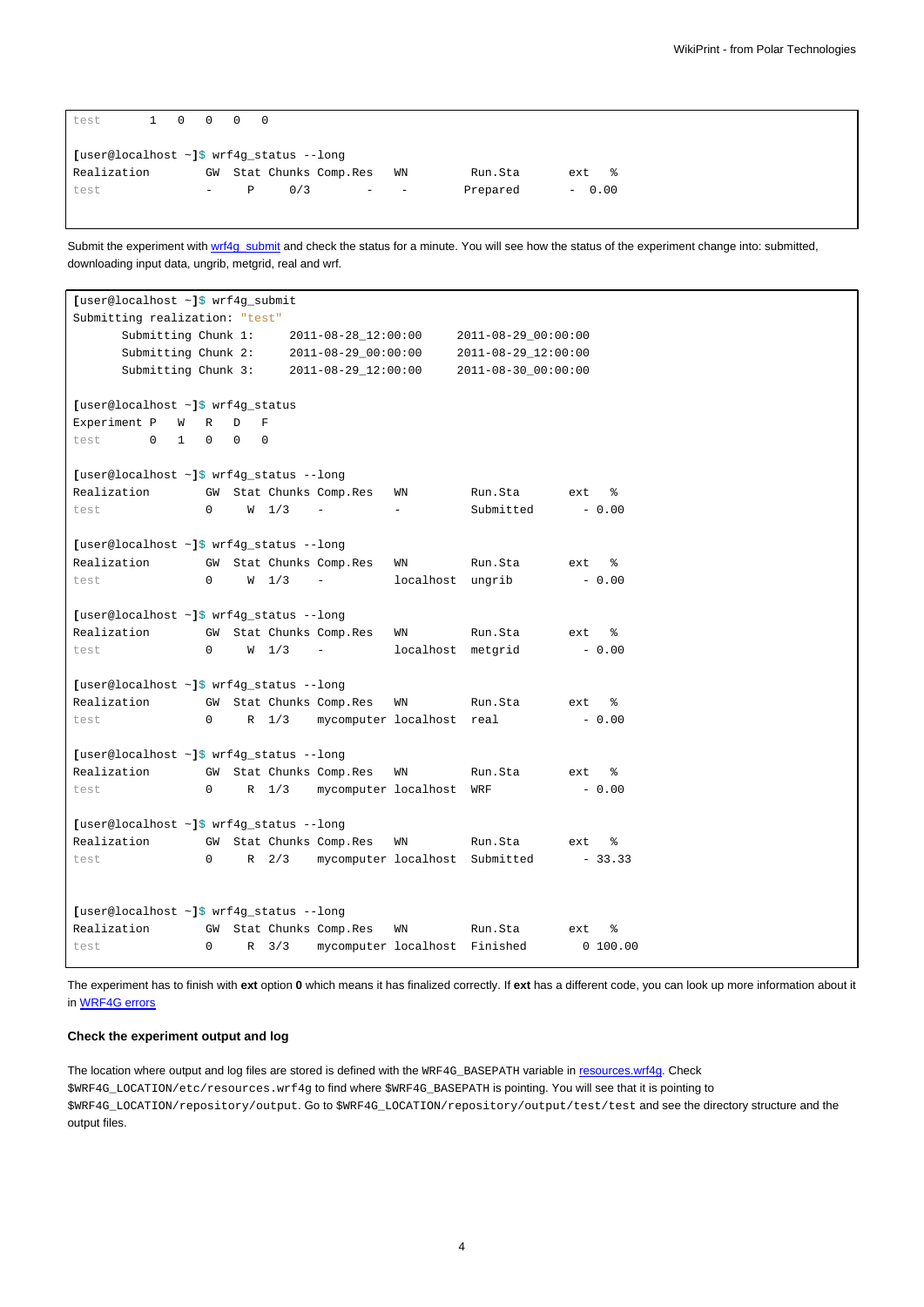```
test       1   0   0   0   0

[user@localhost ~]$ wrf4g_status --long
Realization        GW  Stat Chunks Comp.Res    WN         Run.Sta       ext   %
test               -     P     0/3         -     -        Prepared       -  0.00
```

Submit the experiment with wrf4g_submit and check the status for a minute. You will see how the status of the experiment change into: submitted, downloading input data, ungrib, metgrid, real and wrf.

```
[user@localhost ~]$ wrf4g_submit
Submitting realization: "test"
       Submitting Chunk 1:      2011-08-28_12:00:00      2011-08-29_00:00:00
       Submitting Chunk 2:      2011-08-29_00:00:00      2011-08-29_12:00:00
       Submitting Chunk 3:      2011-08-29_12:00:00      2011-08-30_00:00:00

[user@localhost ~]$ wrf4g_status
Experiment P   W   R   D   F
test       0   1   0   0   0

[user@localhost ~]$ wrf4g_status --long
Realization        GW  Stat Chunks Comp.Res    WN         Run.Sta       ext   %
test               0     W  1/3    -           -          Submitted       - 0.00

[user@localhost ~]$ wrf4g_status --long
Realization        GW  Stat Chunks Comp.Res    WN         Run.Sta       ext   %
test               0     W  1/3    -           localhost  ungrib          - 0.00

[user@localhost ~]$ wrf4g_status --long
Realization        GW  Stat Chunks Comp.Res    WN         Run.Sta       ext   %
test               0     W  1/3    -           localhost  metgrid         - 0.00

[user@localhost ~]$ wrf4g_status --long
Realization        GW  Stat Chunks Comp.Res    WN         Run.Sta       ext   %
test               0     R  1/3    mycomputer localhost  real            - 0.00

[user@localhost ~]$ wrf4g_status --long
Realization        GW  Stat Chunks Comp.Res    WN         Run.Sta       ext   %
test               0     R  1/3    mycomputer localhost  WRF             - 0.00

[user@localhost ~]$ wrf4g_status --long
Realization        GW  Stat Chunks Comp.Res    WN         Run.Sta       ext   %
test               0     R  2/3    mycomputer localhost  Submitted       - 33.33


[user@localhost ~]$ wrf4g_status --long
Realization        GW  Stat Chunks Comp.Res    WN         Run.Sta       ext   %
test               0     R  3/3    mycomputer localhost  Finished        0 100.00
```

The experiment has to finish with **ext** option **0** which means it has finalized correctly. If **ext** has a different code, you can look up more information about it in WRF4G errors

### Check the experiment output and log

The location where output and log files are stored is defined with the `WRF4G_BASEPATH` variable in resources.wrf4g. Check `$WRF4G_LOCATION/etc/resources.wrf4g` to find where `$WRF4G_BASEPATH` is pointing. You will see that it is pointing to `$WRF4G_LOCATION/repository/output`. Go to `$WRF4G_LOCATION/repository/output/test/test` and see the directory structure and the output files.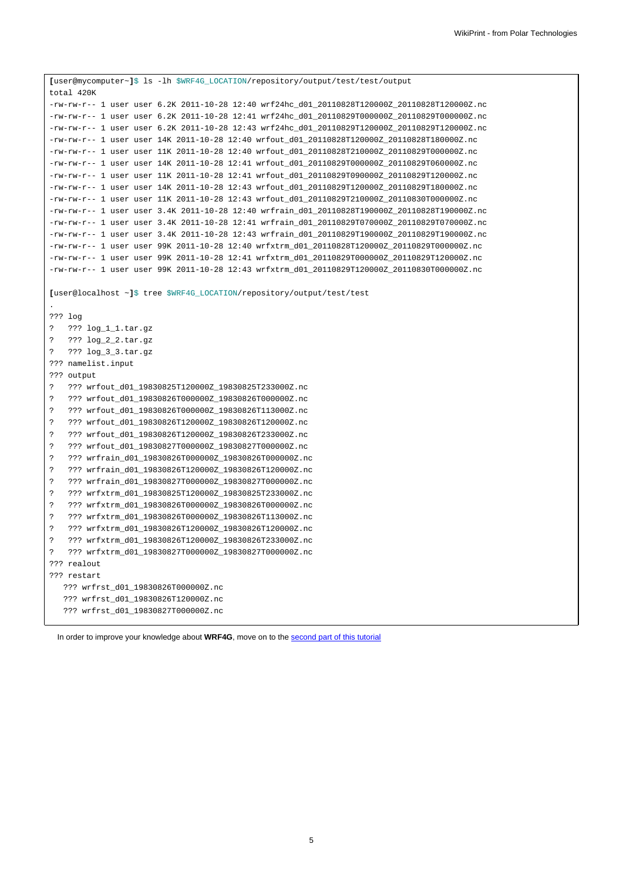```
[user@mycomputer~]$ ls -lh $WRF4G_LOCATION/repository/output/test/test/output
total 420K
-rw-rw-r-- 1 user user 6.2K 2011-10-28 12:40 wrf24hc_d01_20110828T120000Z_20110828T120000Z.nc
-rw-rw-r-- 1 user user 6.2K 2011-10-28 12:41 wrf24hc_d01_20110829T000000Z_20110829T000000Z.nc
-rw-rw-r-- 1 user user 6.2K 2011-10-28 12:43 wrf24hc_d01_20110829T120000Z_20110829T120000Z.nc
-rw-rw-r-- 1 user user 14K 2011-10-28 12:40 wrfout_d01_20110828T120000Z_20110828T180000Z.nc
-rw-rw-r-- 1 user user 11K 2011-10-28 12:40 wrfout_d01_20110828T210000Z_20110829T000000Z.nc
-rw-rw-r-- 1 user user 14K 2011-10-28 12:41 wrfout_d01_20110829T000000Z_20110829T060000Z.nc
-rw-rw-r-- 1 user user 11K 2011-10-28 12:41 wrfout_d01_20110829T090000Z_20110829T120000Z.nc
-rw-rw-r-- 1 user user 14K 2011-10-28 12:43 wrfout_d01_20110829T120000Z_20110829T180000Z.nc
-rw-rw-r-- 1 user user 11K 2011-10-28 12:43 wrfout_d01_20110829T210000Z_20110830T000000Z.nc
-rw-rw-r-- 1 user user 3.4K 2011-10-28 12:40 wrfrain_d01_20110828T190000Z_20110828T190000Z.nc
-rw-rw-r-- 1 user user 3.4K 2011-10-28 12:41 wrfrain_d01_20110829T070000Z_20110829T070000Z.nc
-rw-rw-r-- 1 user user 3.4K 2011-10-28 12:43 wrfrain_d01_20110829T190000Z_20110829T190000Z.nc
-rw-rw-r-- 1 user user 99K 2011-10-28 12:40 wrfxtrm_d01_20110828T120000Z_20110829T000000Z.nc
-rw-rw-r-- 1 user user 99K 2011-10-28 12:41 wrfxtrm_d01_20110829T000000Z_20110829T120000Z.nc
-rw-rw-r-- 1 user user 99K 2011-10-28 12:43 wrfxtrm_d01_20110829T120000Z_20110830T000000Z.nc

[user@localhost ~]$ tree $WRF4G_LOCATION/repository/output/test/test
.
??? log
?   ??? log_1_1.tar.gz
?   ??? log_2_2.tar.gz
?   ??? log_3_3.tar.gz
??? namelist.input
??? output
?   ??? wrfout_d01_19830825T120000Z_19830825T233000Z.nc
?   ??? wrfout_d01_19830826T000000Z_19830826T000000Z.nc
?   ??? wrfout_d01_19830826T000000Z_19830826T113000Z.nc
?   ??? wrfout_d01_19830826T120000Z_19830826T120000Z.nc
?   ??? wrfout_d01_19830826T120000Z_19830826T233000Z.nc
?   ??? wrfout_d01_19830827T000000Z_19830827T000000Z.nc
?   ??? wrfrain_d01_19830826T000000Z_19830826T000000Z.nc
?   ??? wrfrain_d01_19830826T120000Z_19830826T120000Z.nc
?   ??? wrfrain_d01_19830827T000000Z_19830827T000000Z.nc
?   ??? wrfxtrm_d01_19830825T120000Z_19830825T233000Z.nc
?   ??? wrfxtrm_d01_19830826T000000Z_19830826T000000Z.nc
?   ??? wrfxtrm_d01_19830826T000000Z_19830826T113000Z.nc
?   ??? wrfxtrm_d01_19830826T120000Z_19830826T120000Z.nc
?   ??? wrfxtrm_d01_19830826T120000Z_19830826T233000Z.nc
?   ??? wrfxtrm_d01_19830827T000000Z_19830827T000000Z.nc
??? realout
??? restart
    ??? wrfrst_d01_19830826T000000Z.nc
    ??? wrfrst_d01_19830826T120000Z.nc
    ??? wrfrst_d01_19830827T000000Z.nc
```

In order to improve your knowledge about **WRF4G**, move on to the second part of this tutorial